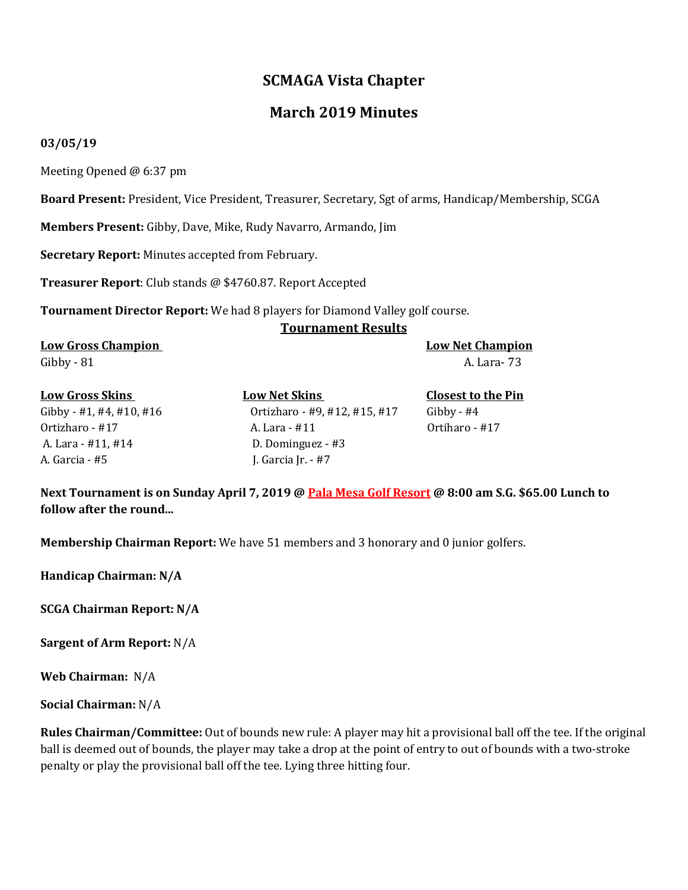# SCMAGA Vista Chapter

## March 2019 Minutes

**03/05/19**

Meeting Opened @ 6:37 pm

**Board Present:** President, Vice President, Treasurer, Secretary, Sgt of arms, Handicap/Membership, SCGA

**Members Present:** Gibby, Dave, Mike, Rudy Navarro, Armando, Jim

**Secretary Report:** Minutes accepted from February.

**Treasurer Report**: Club stands @ $4760.87. Report Accepted

**Tournament Director Report:** We had 8 players for Diamond Valley golf course.

**Tournament Results**

| Low Gross Champion | | Low Net Champion |
|---|---|---|
| Gibby - 81 | | A. Lara- 73 |

| Low Gross Skins | Low Net Skins | Closest to the Pin |
|---|---|---|
| Gibby - #1, #4, #10, #16 | Ortizharo - #9, #12, #15, #17 | Gibby - #4 |
| Ortizharo - #17 | A. Lara - #11 | Ortiharo - #17 |
| A. Lara - #11, #14 | D. Dominguez - #3 | |
| A. Garcia - #5 | J. Garcia Jr. - #7 | |

**Next Tournament is on Sunday April 7, 2019 @ Pala Mesa Golf Resort @ 8:00 am S.G. $65.00 Lunch to follow after the round...**

**Membership Chairman Report:** We have 51 members and 3 honorary and 0 junior golfers.

**Handicap Chairman: N/A**

**SCGA Chairman Report: N/A**

**Sargent of Arm Report:** N/A

**Web Chairman:** N/A

**Social Chairman:** N/A

**Rules Chairman/Committee:** Out of bounds new rule: A player may hit a provisional ball off the tee. If the original ball is deemed out of bounds, the player may take a drop at the point of entry to out of bounds with a two-stroke penalty or play the provisional ball off the tee. Lying three hitting four.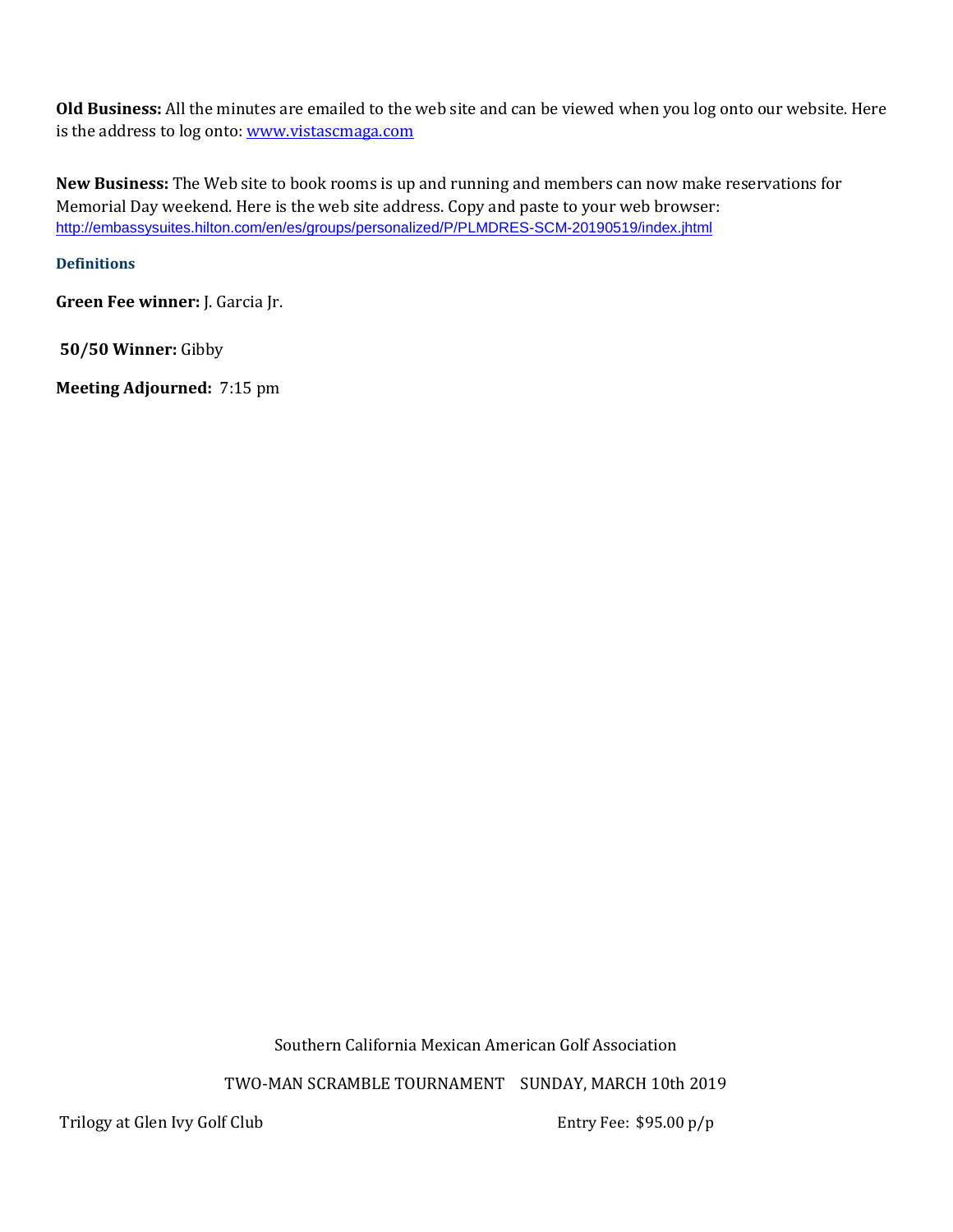**Old Business:** All the minutes are emailed to the web site and can be viewed when you log onto our website. Here is the address to log onto: [www.vistascmaga.com](www.vistascmaga.com)

**New Business:** The Web site to book rooms is up and running and members can now make reservations for Memorial Day weekend. Here is the web site address. Copy and paste to your web browser: http://embassysuites.hilton.com/en/es/groups/personalized/P/PLMDRES-SCM-20190519/index.jhtml

### Definitions

**Green Fee winner:** J. Garcia Jr.

**50/50 Winner:** Gibby

**Meeting Adjourned:** 7:15 pm

Southern California Mexican American Golf Association

TWO-MAN SCRAMBLE TOURNAMENT SUNDAY, MARCH 10th 2019

Trilogy at Glen Ivy Golf Club Entry Fee: $95.00 p/p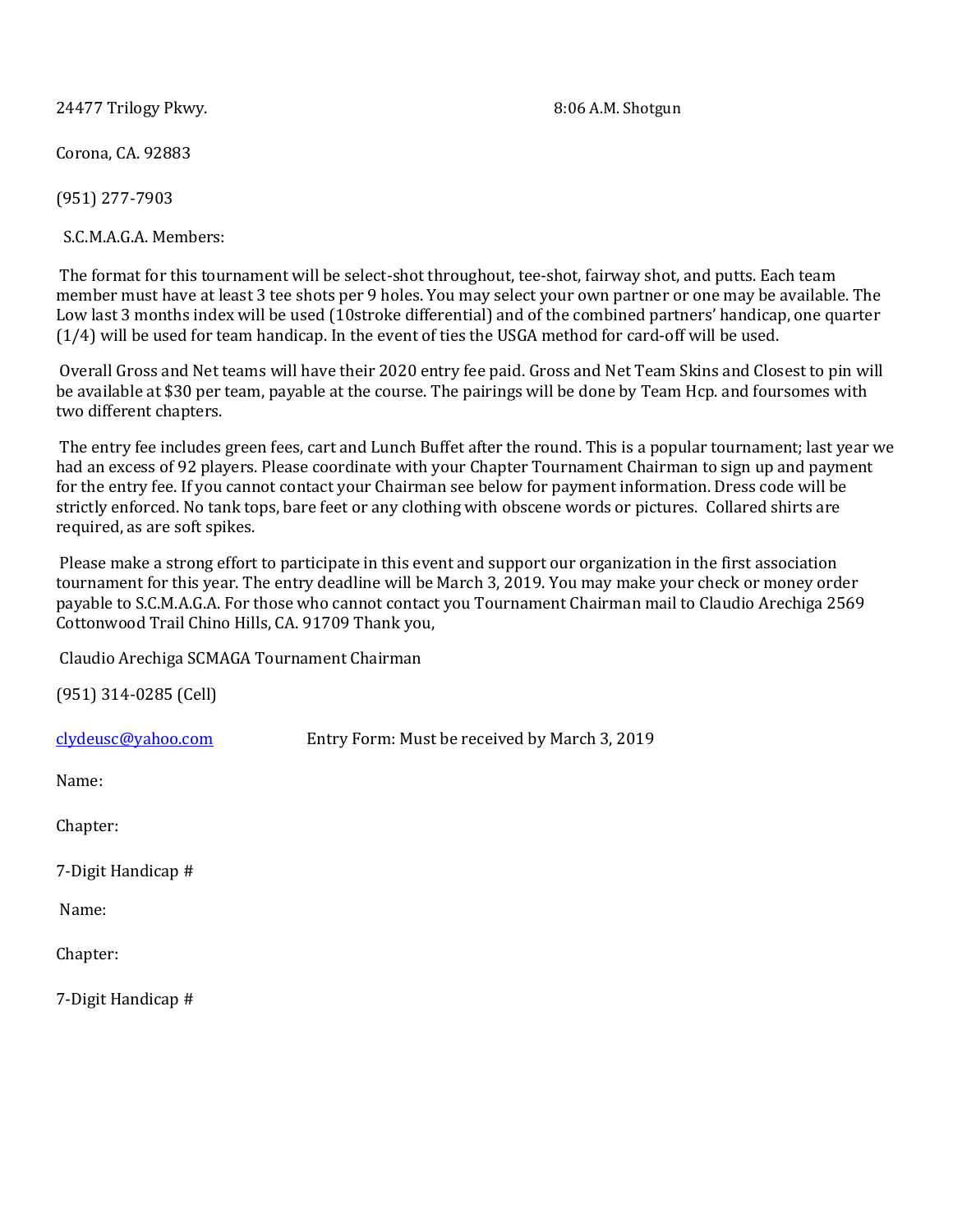24477 Trilogy Pkwy. 8:06 A.M. Shotgun

Corona, CA. 92883

(951) 277-7903

S.C.M.A.G.A. Members:

The format for this tournament will be select-shot throughout, tee-shot, fairway shot, and putts. Each team member must have at least 3 tee shots per 9 holes. You may select your own partner or one may be available. The Low last 3 months index will be used (10stroke differential) and of the combined partners' handicap, one quarter (1/4) will be used for team handicap. In the event of ties the USGA method for card-off will be used.

Overall Gross and Net teams will have their 2020 entry fee paid. Gross and Net Team Skins and Closest to pin will be available at $30 per team, payable at the course. The pairings will be done by Team Hcp. and foursomes with two different chapters.

The entry fee includes green fees, cart and Lunch Buffet after the round. This is a popular tournament; last year we had an excess of 92 players. Please coordinate with your Chapter Tournament Chairman to sign up and payment for the entry fee. If you cannot contact your Chairman see below for payment information. Dress code will be strictly enforced. No tank tops, bare feet or any clothing with obscene words or pictures. Collared shirts are required, as are soft spikes.

Please make a strong effort to participate in this event and support our organization in the first association tournament for this year. The entry deadline will be March 3, 2019. You may make your check or money order payable to S.C.M.A.G.A. For those who cannot contact you Tournament Chairman mail to Claudio Arechiga 2569 Cottonwood Trail Chino Hills, CA. 91709 Thank you,

Claudio Arechiga SCMAGA Tournament Chairman

(951) 314-0285 (Cell)

clydeusc@yahoo.com Entry Form: Must be received by March 3, 2019

Name:

Chapter:

7-Digit Handicap #

Name:

Chapter:

7-Digit Handicap #